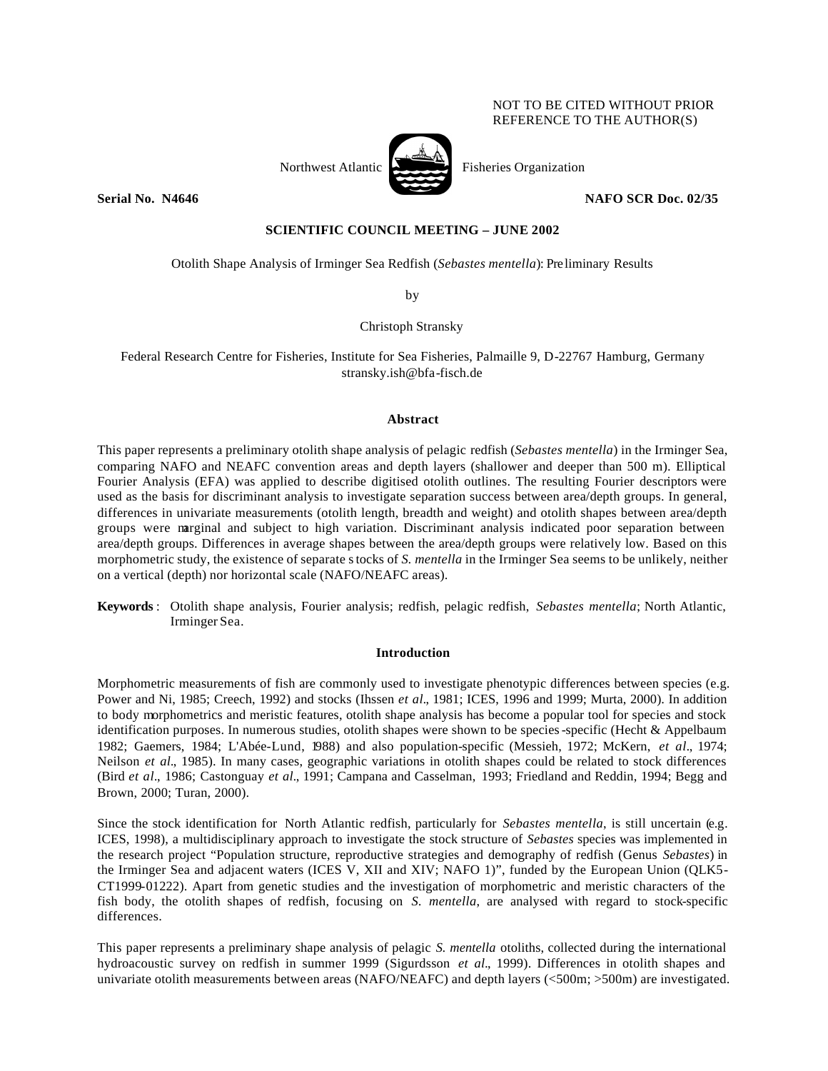NOT TO BE CITED WITHOUT PRIOR REFERENCE TO THE AUTHOR(S)

Northwest Atlantic Fisheries Organization

**Serial No. N4646** **NAFO SCR Doc. 02/35**

**SCIENTIFIC COUNCIL MEETING – JUNE 2002**

# Otolith Shape Analysis of Irminger Sea Redfish (*Sebastes mentella*): Preliminary Results

by

Christoph Stransky

Federal Research Centre for Fisheries, Institute for Sea Fisheries, Palmaille 9, D-22767 Hamburg, Germany
stransky.ish@bfa-fisch.de

## Abstract

This paper represents a preliminary otolith shape analysis of pelagic redfish (*Sebastes mentella*) in the Irminger Sea, comparing NAFO and NEAFC convention areas and depth layers (shallower and deeper than 500 m). Elliptical Fourier Analysis (EFA) was applied to describe digitised otolith outlines. The resulting Fourier descriptors were used as the basis for discriminant analysis to investigate separation success between area/depth groups. In general, differences in univariate measurements (otolith length, breadth and weight) and otolith shapes between area/depth groups were marginal and subject to high variation. Discriminant analysis indicated poor separation between area/depth groups. Differences in average shapes between the area/depth groups were relatively low. Based on this morphometric study, the existence of separate stocks of *S. mentella* in the Irminger Sea seems to be unlikely, neither on a vertical (depth) nor horizontal scale (NAFO/NEAFC areas).

**Keywords**: Otolith shape analysis, Fourier analysis; redfish, pelagic redfish, *Sebastes mentella*; North Atlantic, Irminger Sea.

## Introduction

Morphometric measurements of fish are commonly used to investigate phenotypic differences between species (e.g. Power and Ni, 1985; Creech, 1992) and stocks (Ihssen *et al*., 1981; ICES, 1996 and 1999; Murta, 2000). In addition to body morphometrics and meristic features, otolith shape analysis has become a popular tool for species and stock identification purposes. In numerous studies, otolith shapes were shown to be species-specific (Hecht & Appelbaum 1982; Gaemers, 1984; L'Abée-Lund, 1988) and also population-specific (Messieh, 1972; McKern, *et al*., 1974; Neilson *et al*., 1985). In many cases, geographic variations in otolith shapes could be related to stock differences (Bird *et al*., 1986; Castonguay *et al*., 1991; Campana and Casselman, 1993; Friedland and Reddin, 1994; Begg and Brown, 2000; Turan, 2000).

Since the stock identification for North Atlantic redfish, particularly for *Sebastes mentella*, is still uncertain (e.g. ICES, 1998), a multidisciplinary approach to investigate the stock structure of *Sebastes* species was implemented in the research project "Population structure, reproductive strategies and demography of redfish (Genus *Sebastes*) in the Irminger Sea and adjacent waters (ICES V, XII and XIV; NAFO 1)", funded by the European Union (QLK5-CT1999-01222). Apart from genetic studies and the investigation of morphometric and meristic characters of the fish body, the otolith shapes of redfish, focusing on *S. mentella*, are analysed with regard to stock-specific differences.

This paper represents a preliminary shape analysis of pelagic *S. mentella* otoliths, collected during the international hydroacoustic survey on redfish in summer 1999 (Sigurdsson *et al*., 1999). Differences in otolith shapes and univariate otolith measurements between areas (NAFO/NEAFC) and depth layers (<500m; >500m) are investigated.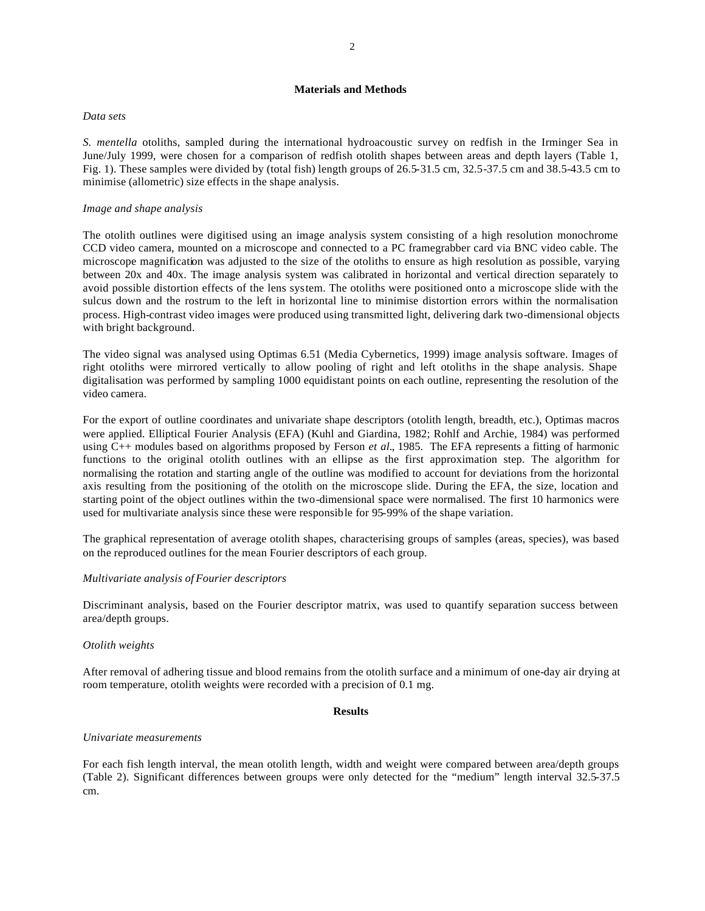## Materials and Methods

*Data sets*

*S. mentella* otoliths, sampled during the international hydroacoustic survey on redfish in the Irminger Sea in June/July 1999, were chosen for a comparison of redfish otolith shapes between areas and depth layers (Table 1, Fig. 1). These samples were divided by (total fish) length groups of 26.5-31.5 cm, 32.5-37.5 cm and 38.5-43.5 cm to minimise (allometric) size effects in the shape analysis.

*Image and shape analysis*

The otolith outlines were digitised using an image analysis system consisting of a high resolution monochrome CCD video camera, mounted on a microscope and connected to a PC framegrabber card via BNC video cable. The microscope magnification was adjusted to the size of the otoliths to ensure as high resolution as possible, varying between 20x and 40x. The image analysis system was calibrated in horizontal and vertical direction separately to avoid possible distortion effects of the lens system. The otoliths were positioned onto a microscope slide with the sulcus down and the rostrum to the left in horizontal line to minimise distortion errors within the normalisation process. High-contrast video images were produced using transmitted light, delivering dark two-dimensional objects with bright background.

The video signal was analysed using Optimas 6.51 (Media Cybernetics, 1999) image analysis software. Images of right otoliths were mirrored vertically to allow pooling of right and left otoliths in the shape analysis. Shape digitalisation was performed by sampling 1000 equidistant points on each outline, representing the resolution of the video camera.

For the export of outline coordinates and univariate shape descriptors (otolith length, breadth, etc.), Optimas macros were applied. Elliptical Fourier Analysis (EFA) (Kuhl and Giardina, 1982; Rohlf and Archie, 1984) was performed using C++ modules based on algorithms proposed by Ferson *et al.*, 1985. The EFA represents a fitting of harmonic functions to the original otolith outlines with an ellipse as the first approximation step. The algorithm for normalising the rotation and starting angle of the outline was modified to account for deviations from the horizontal axis resulting from the positioning of the otolith on the microscope slide. During the EFA, the size, location and starting point of the object outlines within the two-dimensional space were normalised. The first 10 harmonics were used for multivariate analysis since these were responsible for 95-99% of the shape variation.

The graphical representation of average otolith shapes, characterising groups of samples (areas, species), was based on the reproduced outlines for the mean Fourier descriptors of each group.

*Multivariate analysis of Fourier descriptors*

Discriminant analysis, based on the Fourier descriptor matrix, was used to quantify separation success between area/depth groups.

*Otolith weights*

After removal of adhering tissue and blood remains from the otolith surface and a minimum of one-day air drying at room temperature, otolith weights were recorded with a precision of 0.1 mg.

## Results

*Univariate measurements*

For each fish length interval, the mean otolith length, width and weight were compared between area/depth groups (Table 2). Significant differences between groups were only detected for the "medium" length interval 32.5-37.5 cm.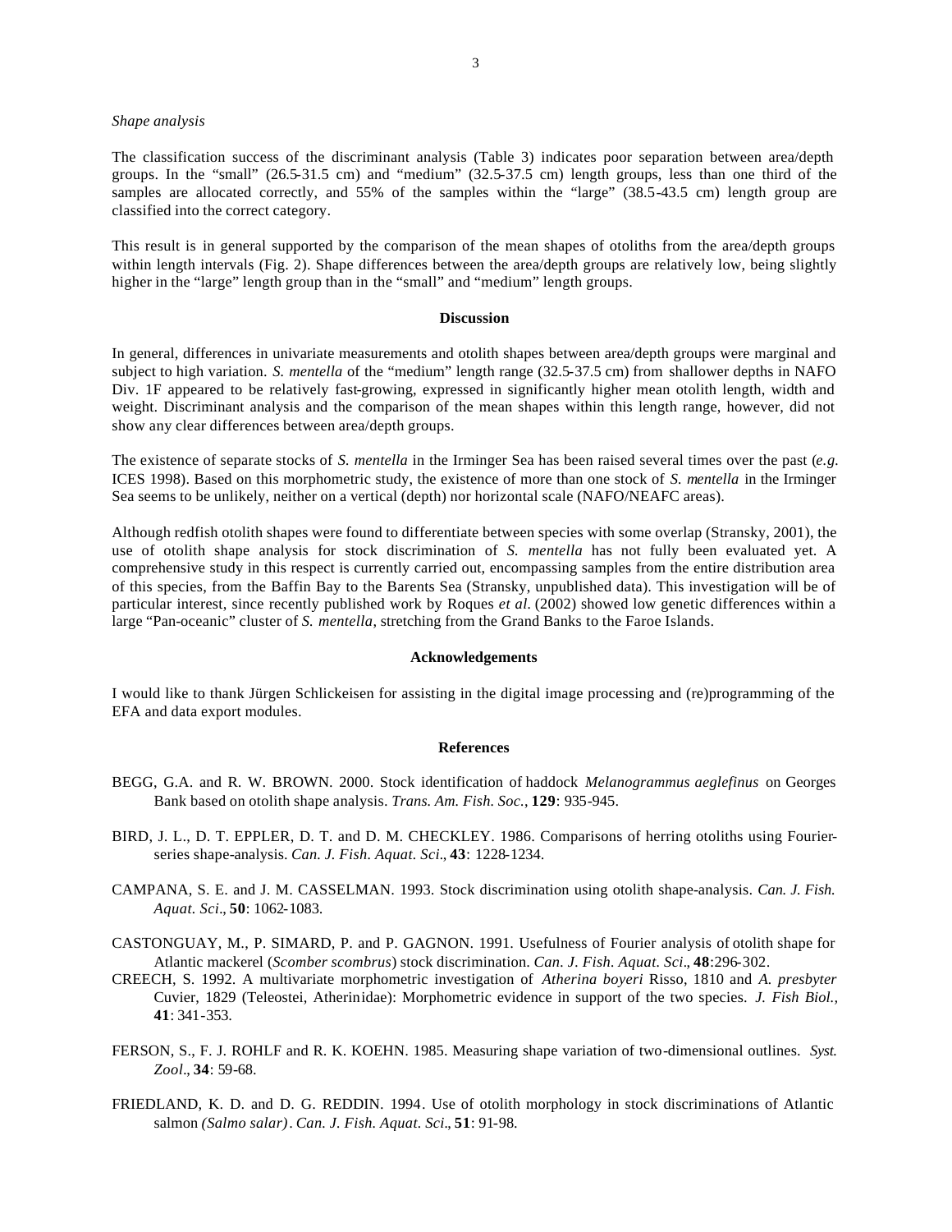*Shape analysis*

The classification success of the discriminant analysis (Table 3) indicates poor separation between area/depth groups. In the "small" (26.5-31.5 cm) and "medium" (32.5-37.5 cm) length groups, less than one third of the samples are allocated correctly, and 55% of the samples within the "large" (38.5-43.5 cm) length group are classified into the correct category.

This result is in general supported by the comparison of the mean shapes of otoliths from the area/depth groups within length intervals (Fig. 2). Shape differences between the area/depth groups are relatively low, being slightly higher in the "large" length group than in the "small" and "medium" length groups.

## Discussion

In general, differences in univariate measurements and otolith shapes between area/depth groups were marginal and subject to high variation. *S. mentella* of the "medium" length range (32.5-37.5 cm) from shallower depths in NAFO Div. 1F appeared to be relatively fast-growing, expressed in significantly higher mean otolith length, width and weight. Discriminant analysis and the comparison of the mean shapes within this length range, however, did not show any clear differences between area/depth groups.

The existence of separate stocks of *S. mentella* in the Irminger Sea has been raised several times over the past (*e.g.* ICES 1998). Based on this morphometric study, the existence of more than one stock of *S. mentella* in the Irminger Sea seems to be unlikely, neither on a vertical (depth) nor horizontal scale (NAFO/NEAFC areas).

Although redfish otolith shapes were found to differentiate between species with some overlap (Stransky, 2001), the use of otolith shape analysis for stock discrimination of *S. mentella* has not fully been evaluated yet. A comprehensive study in this respect is currently carried out, encompassing samples from the entire distribution area of this species, from the Baffin Bay to the Barents Sea (Stransky, unpublished data). This investigation will be of particular interest, since recently published work by Roques *et al.* (2002) showed low genetic differences within a large "Pan-oceanic" cluster of *S. mentella*, stretching from the Grand Banks to the Faroe Islands.

## Acknowledgements

I would like to thank Jürgen Schlickeisen for assisting in the digital image processing and (re)programming of the EFA and data export modules.

## References

BEGG, G.A. and R. W. BROWN. 2000. Stock identification of haddock *Melanogrammus aeglefinus* on Georges Bank based on otolith shape analysis. *Trans. Am. Fish. Soc.*, **129**: 935-945.

BIRD, J. L., D. T. EPPLER, D. T. and D. M. CHECKLEY. 1986. Comparisons of herring otoliths using Fourier-series shape-analysis. *Can. J. Fish. Aquat. Sci.*, **43**: 1228-1234.

CAMPANA, S. E. and J. M. CASSELMAN. 1993. Stock discrimination using otolith shape-analysis. *Can. J. Fish. Aquat. Sci.*, **50**: 1062-1083.

CASTONGUAY, M., P. SIMARD, P. and P. GAGNON. 1991. Usefulness of Fourier analysis of otolith shape for Atlantic mackerel (*Scomber scombrus*) stock discrimination. *Can. J. Fish. Aquat. Sci.*, **48**:296-302.

CREECH, S. 1992. A multivariate morphometric investigation of *Atherina boyeri* Risso, 1810 and *A. presbyter* Cuvier, 1829 (Teleostei, Atherinidae): Morphometric evidence in support of the two species. *J. Fish Biol.*, **41**: 341-353.

FERSON, S., F. J. ROHLF and R. K. KOEHN. 1985. Measuring shape variation of two-dimensional outlines. *Syst. Zool.*, **34**: 59-68.

FRIEDLAND, K. D. and D. G. REDDIN. 1994. Use of otolith morphology in stock discriminations of Atlantic salmon *(Salmo salar)*. *Can. J. Fish. Aquat. Sci.*, **51**: 91-98.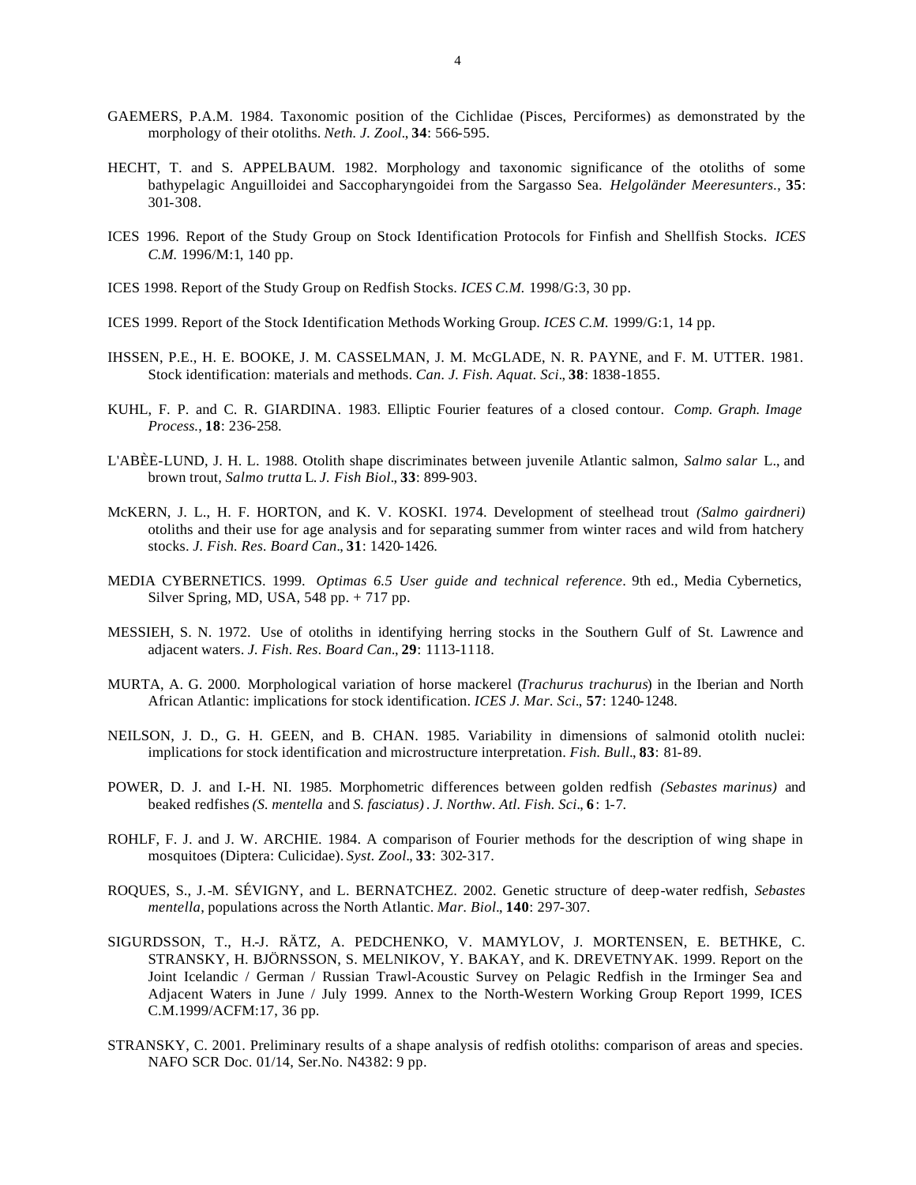GAEMERS, P.A.M. 1984. Taxonomic position of the Cichlidae (Pisces, Perciformes) as demonstrated by the morphology of their otoliths. *Neth. J. Zool*., **34**: 566-595.

HECHT, T. and S. APPELBAUM. 1982. Morphology and taxonomic significance of the otoliths of some bathypelagic Anguilloidei and Saccopharyngoidei from the Sargasso Sea. *Helgoländer Meeresunters.*, **35**: 301-308.

ICES 1996. Report of the Study Group on Stock Identification Protocols for Finfish and Shellfish Stocks. *ICES C.M.* 1996/M:1, 140 pp.

ICES 1998. Report of the Study Group on Redfish Stocks. *ICES C.M.* 1998/G:3, 30 pp.

ICES 1999. Report of the Stock Identification Methods Working Group. *ICES C.M.* 1999/G:1, 14 pp.

IHSSEN, P.E., H. E. BOOKE, J. M. CASSELMAN, J. M. McGLADE, N. R. PAYNE, and F. M. UTTER. 1981. Stock identification: materials and methods. *Can. J. Fish. Aquat. Sci*., **38**: 1838-1855.

KUHL, F. P. and C. R. GIARDINA. 1983. Elliptic Fourier features of a closed contour. *Comp. Graph. Image Process.*, **18**: 236-258.

L'ABÈE-LUND, J. H. L. 1988. Otolith shape discriminates between juvenile Atlantic salmon, *Salmo salar* L., and brown trout, *Salmo trutta* L. *J. Fish Biol*., **33**: 899-903.

McKERN, J. L., H. F. HORTON, and K. V. KOSKI. 1974. Development of steelhead trout *(Salmo gairdneri)* otoliths and their use for age analysis and for separating summer from winter races and wild from hatchery stocks. *J. Fish. Res. Board Can*., **31**: 1420-1426.

MEDIA CYBERNETICS. 1999. *Optimas 6.5 User guide and technical reference*. 9th ed., Media Cybernetics, Silver Spring, MD, USA, 548 pp. + 717 pp.

MESSIEH, S. N. 1972. Use of otoliths in identifying herring stocks in the Southern Gulf of St. Lawrence and adjacent waters. *J. Fish. Res. Board Can*., **29**: 1113-1118.

MURTA, A. G. 2000. Morphological variation of horse mackerel (*Trachurus trachurus*) in the Iberian and North African Atlantic: implications for stock identification. *ICES J. Mar. Sci*., **57**: 1240-1248.

NEILSON, J. D., G. H. GEEN, and B. CHAN. 1985. Variability in dimensions of salmonid otolith nuclei: implications for stock identification and microstructure interpretation. *Fish. Bull*., **83**: 81-89.

POWER, D. J. and I.-H. NI. 1985. Morphometric differences between golden redfish *(Sebastes marinus)* and beaked redfishes *(S. mentella* and *S. fasciatus)*. *J. Northw. Atl. Fish. Sci*., **6**: 1-7.

ROHLF, F. J. and J. W. ARCHIE. 1984. A comparison of Fourier methods for the description of wing shape in mosquitoes (Diptera: Culicidae). *Syst. Zool*., **33**: 302-317.

ROQUES, S., J.-M. SÉVIGNY, and L. BERNATCHEZ. 2002. Genetic structure of deep-water redfish, *Sebastes mentella*, populations across the North Atlantic. *Mar. Biol*., **140**: 297-307.

SIGURDSSON, T., H.-J. RÄTZ, A. PEDCHENKO, V. MAMYLOV, J. MORTENSEN, E. BETHKE, C. STRANSKY, H. BJÖRNSSON, S. MELNIKOV, Y. BAKAY, and K. DREVETNYAK. 1999. Report on the Joint Icelandic / German / Russian Trawl-Acoustic Survey on Pelagic Redfish in the Irminger Sea and Adjacent Waters in June / July 1999. Annex to the North-Western Working Group Report 1999, ICES C.M.1999/ACFM:17, 36 pp.

STRANSKY, C. 2001. Preliminary results of a shape analysis of redfish otoliths: comparison of areas and species. NAFO SCR Doc. 01/14, Ser.No. N4382: 9 pp.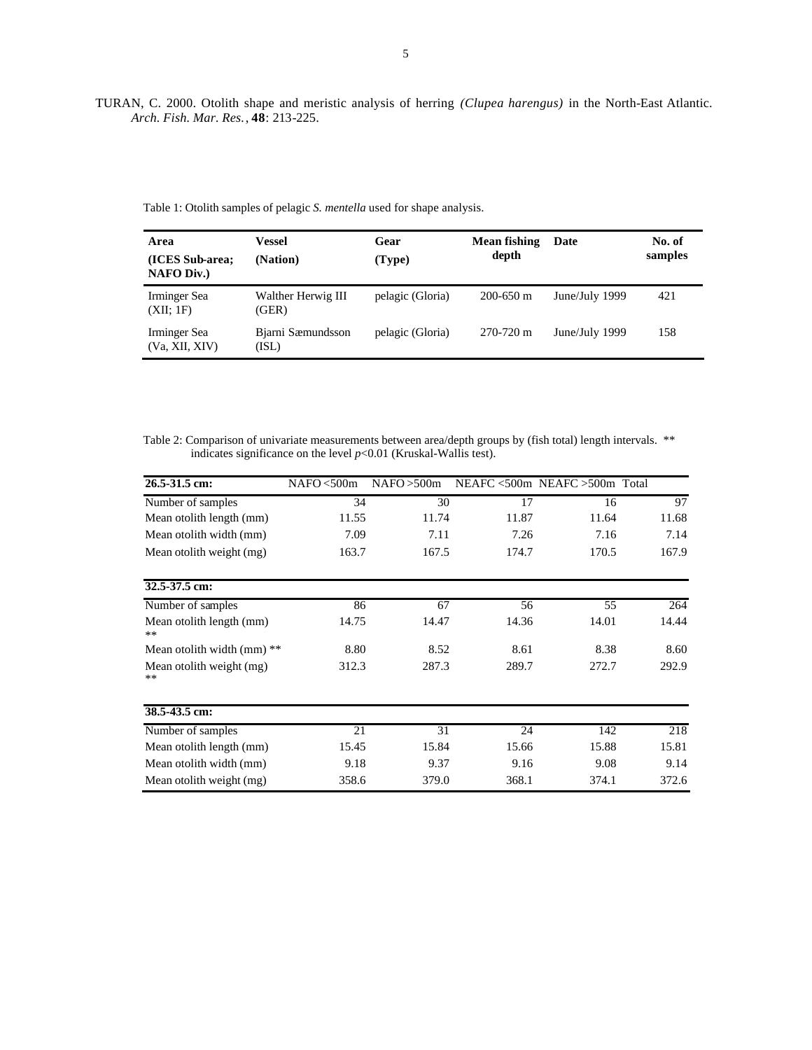TURAN, C. 2000. Otolith shape and meristic analysis of herring *(Clupea harengus)* in the North-East Atlantic. *Arch. Fish. Mar. Res.*, **48**: 213-225.

Table 1: Otolith samples of pelagic *S. mentella* used for shape analysis.

| **Area (ICES Sub-area; NAFO Div.)** | **Vessel (Nation)** | **Gear (Type)** | **Mean fishing depth** | **Date** | **No. of samples** |
|---|---|---|---|---|---|
| Irminger Sea (XII; 1F) | Walther Herwig III (GER) | pelagic (Gloria) | 200-650 m | June/July 1999 | 421 |
| Irminger Sea (Va, XII, XIV) | Bjarni Sæmundsson (ISL) | pelagic (Gloria) | 270-720 m | June/July 1999 | 158 |

Table 2: Comparison of univariate measurements between area/depth groups by (fish total) length intervals. ** indicates significance on the level $p<0.01$ (Kruskal-Wallis test).

| **26.5-31.5 cm:** | NAFO <500m | NAFO >500m | NEAFC <500m | NEAFC >500m | Total |
|---|---|---|---|---|---|
| Number of samples | 34 | 30 | 17 | 16 | 97 |
| Mean otolith length (mm) | 11.55 | 11.74 | 11.87 | 11.64 | 11.68 |
| Mean otolith width (mm) | 7.09 | 7.11 | 7.26 | 7.16 | 7.14 |
| Mean otolith weight (mg) | 163.7 | 167.5 | 174.7 | 170.5 | 167.9 |
| **32.5-37.5 cm:** | | | | | |
| Number of samples | 86 | 67 | 56 | 55 | 264 |
| Mean otolith length (mm) ** | 14.75 | 14.47 | 14.36 | 14.01 | 14.44 |
| Mean otolith width (mm) ** | 8.80 | 8.52 | 8.61 | 8.38 | 8.60 |
| Mean otolith weight (mg) ** | 312.3 | 287.3 | 289.7 | 272.7 | 292.9 |
| **38.5-43.5 cm:** | | | | | |
| Number of samples | 21 | 31 | 24 | 142 | 218 |
| Mean otolith length (mm) | 15.45 | 15.84 | 15.66 | 15.88 | 15.81 |
| Mean otolith width (mm) | 9.18 | 9.37 | 9.16 | 9.08 | 9.14 |
| Mean otolith weight (mg) | 358.6 | 379.0 | 368.1 | 374.1 | 372.6 |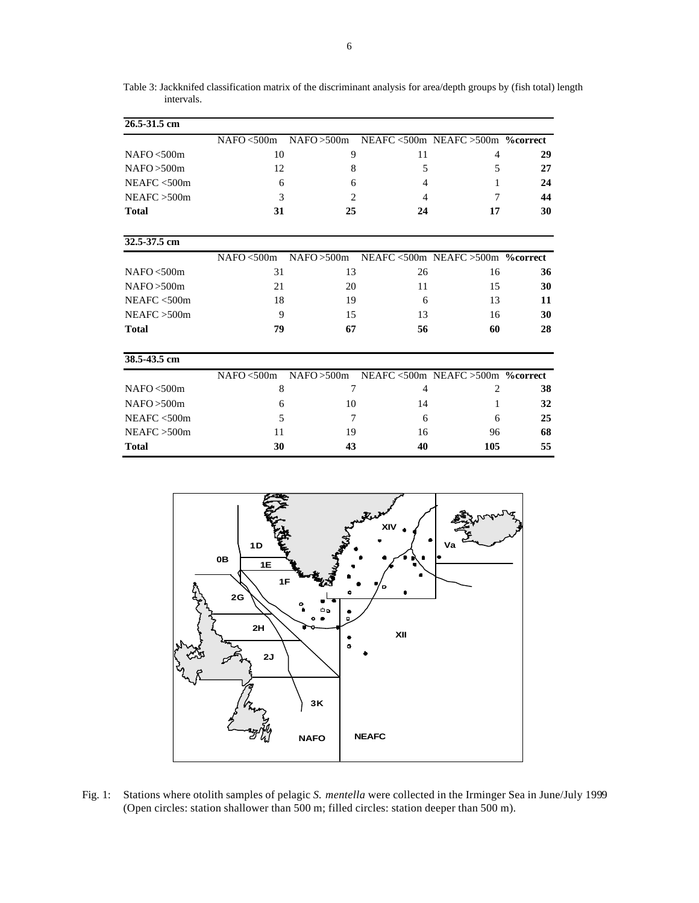Table 3: Jackknifed classification matrix of the discriminant analysis for area/depth groups by (fish total) length intervals.

| 26.5-31.5 cm | | | | | |
|---|---|---|---|---|---|
| | NAFO <500m | NAFO >500m | NEAFC <500m | NEAFC >500m | **%correct** |
| NAFO <500m | 10 | 9 | 11 | 4 | **29** |
| NAFO >500m | 12 | 8 | 5 | 5 | **27** |
| NEAFC <500m | 6 | 6 | 4 | 1 | **24** |
| NEAFC >500m | 3 | 2 | 4 | 7 | **44** |
| **Total** | **31** | **25** | **24** | **17** | **30** |

| 32.5-37.5 cm | | | | | |
|---|---|---|---|---|---|
| | NAFO <500m | NAFO >500m | NEAFC <500m | NEAFC >500m | **%correct** |
| NAFO <500m | 31 | 13 | 26 | 16 | **36** |
| NAFO >500m | 21 | 20 | 11 | 15 | **30** |
| NEAFC <500m | 18 | 19 | 6 | 13 | **11** |
| NEAFC >500m | 9 | 15 | 13 | 16 | **30** |
| **Total** | **79** | **67** | **56** | **60** | **28** |

| 38.5-43.5 cm | | | | | |
|---|---|---|---|---|---|
| | NAFO <500m | NAFO >500m | NEAFC <500m | NEAFC >500m | **%correct** |
| NAFO <500m | 8 | 7 | 4 | 2 | **38** |
| NAFO >500m | 6 | 10 | 14 | 1 | **32** |
| NEAFC <500m | 5 | 7 | 6 | 6 | **25** |
| NEAFC >500m | 11 | 19 | 16 | 96 | **68** |
| **Total** | **30** | **43** | **40** | **105** | **55** |

Fig. 1: Stations where otolith samples of pelagic *S. mentella* were collected in the Irminger Sea in June/July 1999 (Open circles: station shallower than 500 m; filled circles: station deeper than 500 m).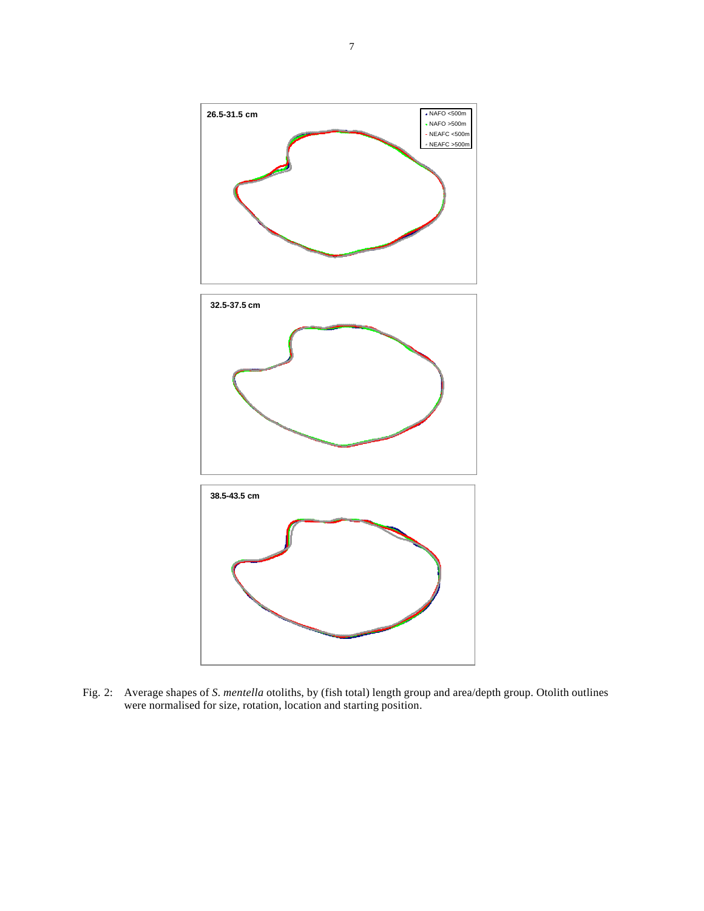26.5-31.5 cm

NAFO <500m
NAFO >500m
NEAFC <500m
NEAFC >500m

32.5-37.5 cm

38.5-43.5 cm

Fig. 2: Average shapes of *S. mentella* otoliths, by (fish total) length group and area/depth group. Otolith outlines were normalised for size, rotation, location and starting position.